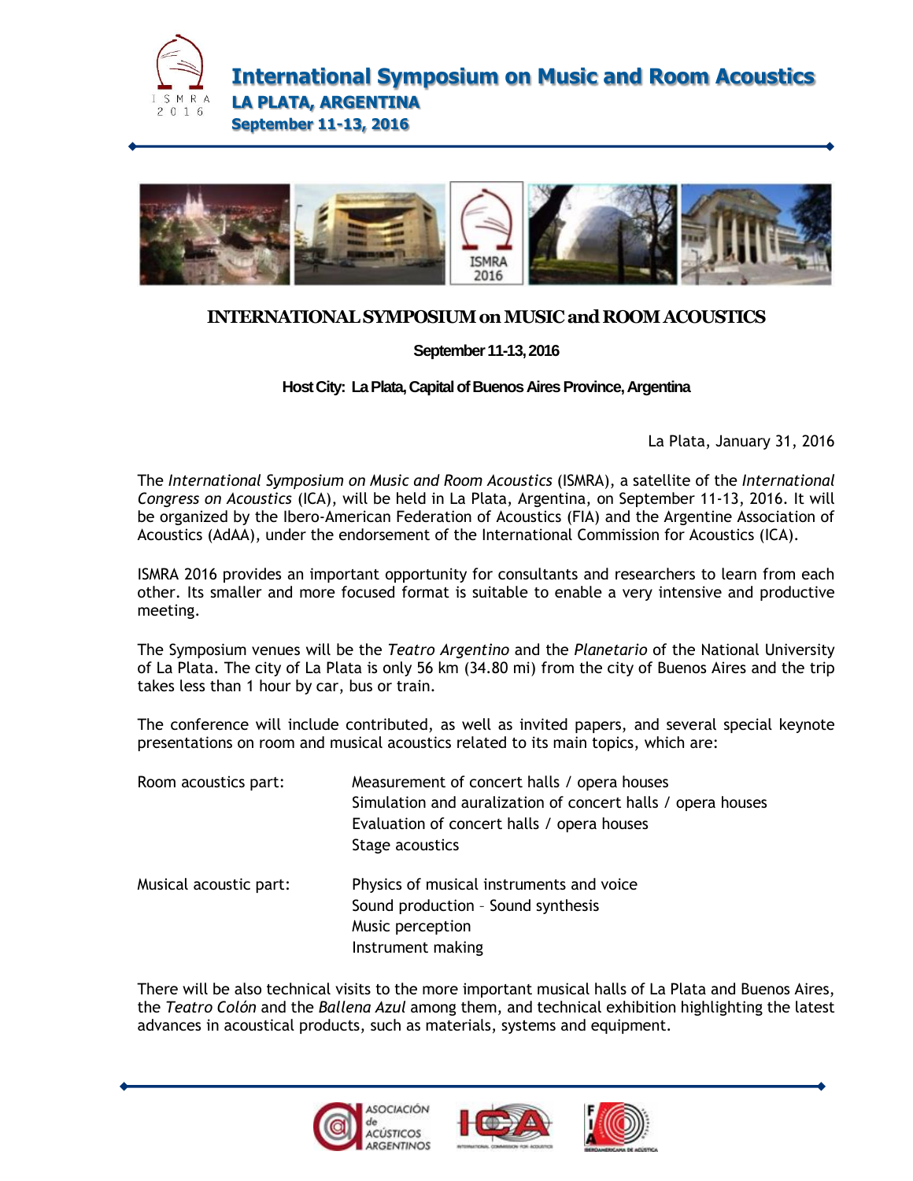# International Symposium on Music and Room Acoustics

**LA PLATA, ARGENTINA**

**September 11-13, 2016**

## INTERNATIONAL SYMPOSIUM on MUSIC and ROOM ACOUSTICS

**September 11-13, 2016**

**Host City: La Plata, Capital of Buenos Aires Province, Argentina**

La Plata, January 31, 2016

The *International Symposium on Music and Room Acoustics* (ISMRA), a satellite of the *International Congress on Acoustics* (ICA), will be held in La Plata, Argentina, on September 11-13, 2016. It will be organized by the Ibero-American Federation of Acoustics (FIA) and the Argentine Association of Acoustics (AdAA), under the endorsement of the International Commission for Acoustics (ICA).

ISMRA 2016 provides an important opportunity for consultants and researchers to learn from each other. Its smaller and more focused format is suitable to enable a very intensive and productive meeting.

The Symposium venues will be the *Teatro Argentino* and the *Planetario* of the National University of La Plata. The city of La Plata is only 56 km (34.80 mi) from the city of Buenos Aires and the trip takes less than 1 hour by car, bus or train.

The conference will include contributed, as well as invited papers, and several special keynote presentations on room and musical acoustics related to its main topics, which are:

Room acoustics part:
- Measurement of concert halls / opera houses
- Simulation and auralization of concert halls / opera houses
- Evaluation of concert halls / opera houses
- Stage acoustics

Musical acoustic part:
- Physics of musical instruments and voice
- Sound production – Sound synthesis
- Music perception
- Instrument making

There will be also technical visits to the more important musical halls of La Plata and Buenos Aires, the *Teatro Colón* and the *Ballena Azul* among them, and technical exhibition highlighting the latest advances in acoustical products, such as materials, systems and equipment.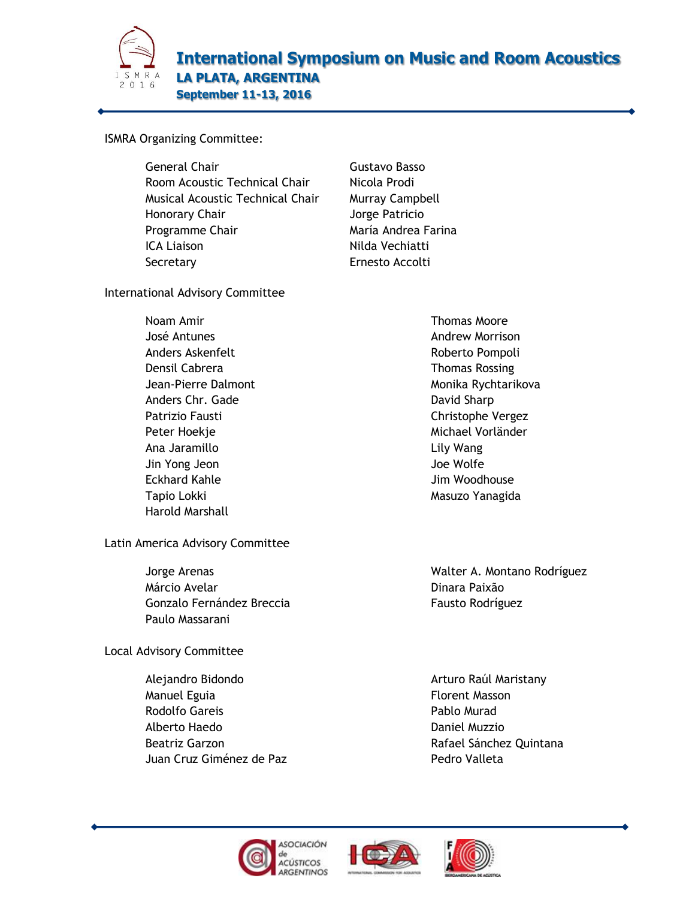ISMRA Organizing Committee:

| | |
|---|---|
| General Chair | Gustavo Basso |
| Room Acoustic Technical Chair | Nicola Prodi |
| Musical Acoustic Technical Chair | Murray Campbell |
| Honorary Chair | Jorge Patricio |
| Programme Chair | María Andrea Farina |
| ICA Liaison | Nilda Vechiatti |
| Secretary | Ernesto Accolti |

International Advisory Committee

- Noam Amir
- José Antunes
- Anders Askenfelt
- Densil Cabrera
- Jean-Pierre Dalmont
- Anders Chr. Gade
- Patrizio Fausti
- Peter Hoekje
- Ana Jaramillo
- Jin Yong Jeon
- Eckhard Kahle
- Tapio Lokki
- Harold Marshall
- Thomas Moore
- Andrew Morrison
- Roberto Pompoli
- Thomas Rossing
- Monika Rychtarikova
- David Sharp
- Christophe Vergez
- Michael Vorländer
- Lily Wang
- Joe Wolfe
- Jim Woodhouse
- Masuzo Yanagida

Latin America Advisory Committee

- Jorge Arenas
- Márcio Avelar
- Gonzalo Fernández Breccia
- Paulo Massarani
- Walter A. Montano Rodríguez
- Dinara Paixão
- Fausto Rodríguez

Local Advisory Committee

- Alejandro Bidondo
- Manuel Eguia
- Rodolfo Gareis
- Alberto Haedo
- Beatriz Garzon
- Juan Cruz Giménez de Paz
- Arturo Raúl Maristany
- Florent Masson
- Pablo Murad
- Daniel Muzzio
- Rafael Sánchez Quintana
- Pedro Valleta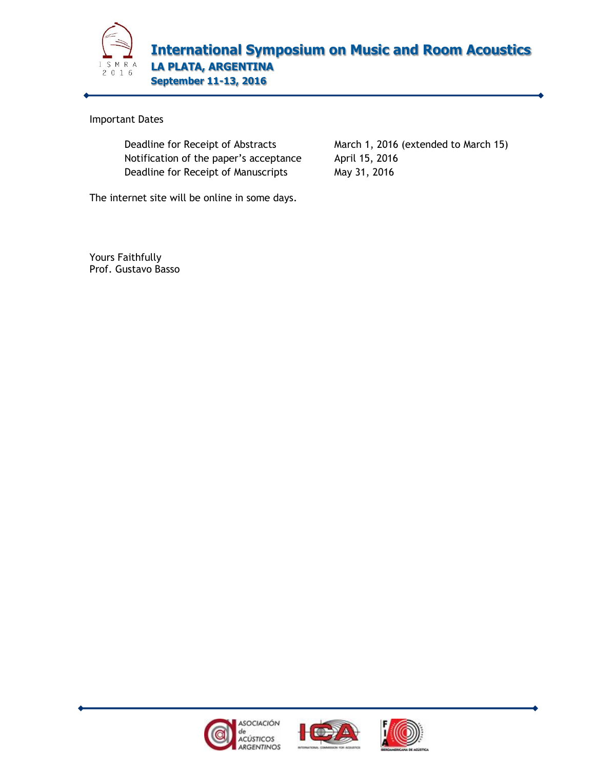Important Dates

| | |
|---|---|
| Deadline for Receipt of Abstracts | March 1, 2016 (extended to March 15) |
| Notification of the paper's acceptance | April 15, 2016 |
| Deadline for Receipt of Manuscripts | May 31, 2016 |

The internet site will be online in some days.

Yours Faithfully
Prof. Gustavo Basso